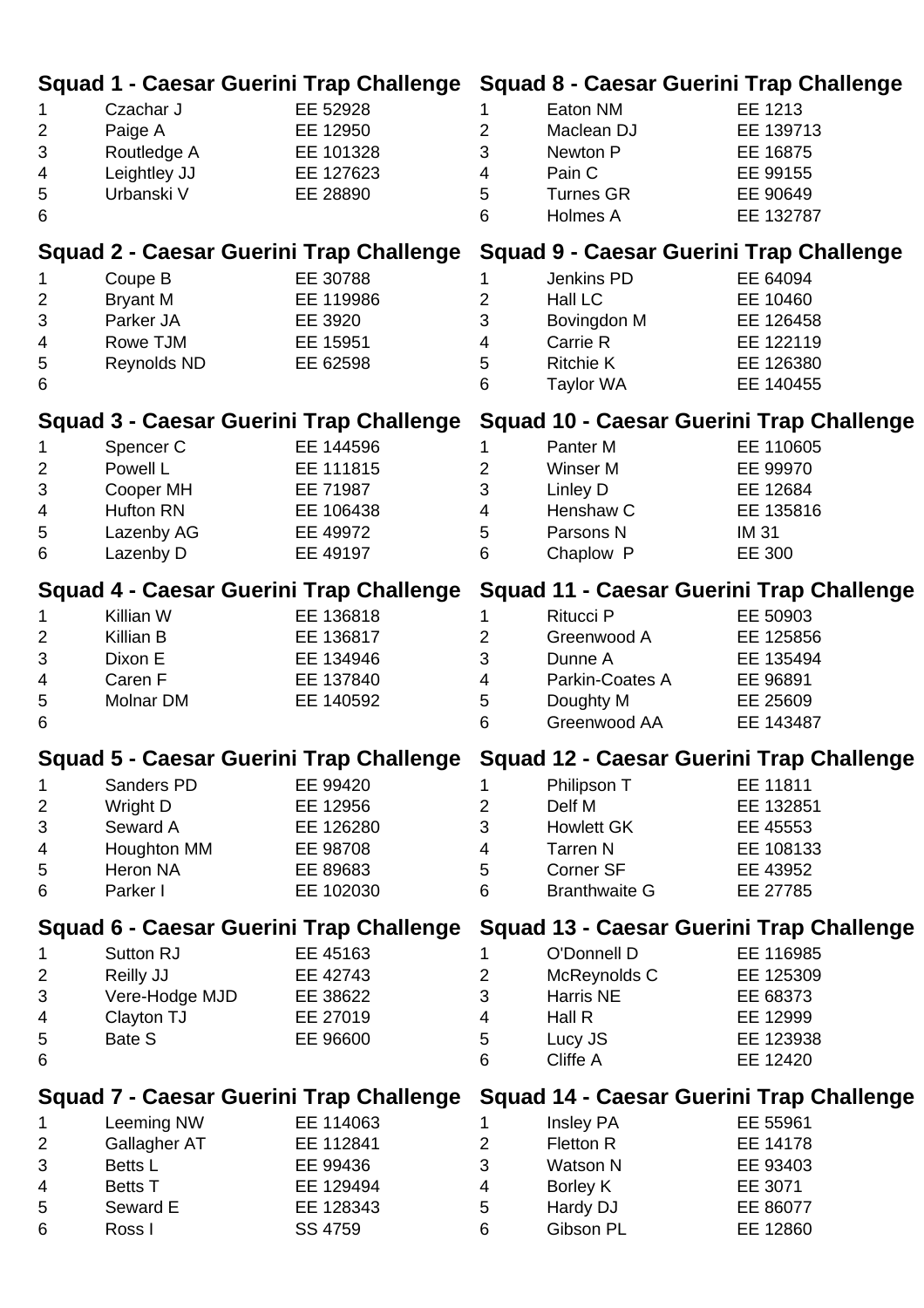## Squad 1 - Caesar Guerini Trap Challenge

| | | |
|---|---|---|
| 1 | Czachar J | EE 52928 |
| 2 | Paige A | EE 12950 |
| 3 | Routledge A | EE 101328 |
| 4 | Leightley JJ | EE 127623 |
| 5 | Urbanski V | EE 28890 |
| 6 | | |

## Squad 2 - Caesar Guerini Trap Challenge

| | | |
|---|---|---|
| 1 | Coupe B | EE 30788 |
| 2 | Bryant M | EE 119986 |
| 3 | Parker JA | EE 3920 |
| 4 | Rowe TJM | EE 15951 |
| 5 | Reynolds ND | EE 62598 |
| 6 | | |

## Squad 3 - Caesar Guerini Trap Challenge

| | | |
|---|---|---|
| 1 | Spencer C | EE 144596 |
| 2 | Powell L | EE 111815 |
| 3 | Cooper MH | EE 71987 |
| 4 | Hufton RN | EE 106438 |
| 5 | Lazenby AG | EE 49972 |
| 6 | Lazenby D | EE 49197 |

## Squad 4 - Caesar Guerini Trap Challenge

| | | |
|---|---|---|
| 1 | Killian W | EE 136818 |
| 2 | Killian B | EE 136817 |
| 3 | Dixon E | EE 134946 |
| 4 | Caren F | EE 137840 |
| 5 | Molnar DM | EE 140592 |
| 6 | | |

## Squad 5 - Caesar Guerini Trap Challenge

| | | |
|---|---|---|
| 1 | Sanders PD | EE 99420 |
| 2 | Wright D | EE 12956 |
| 3 | Seward A | EE 126280 |
| 4 | Houghton MM | EE 98708 |
| 5 | Heron NA | EE 89683 |
| 6 | Parker I | EE 102030 |

## Squad 6 - Caesar Guerini Trap Challenge

| | | |
|---|---|---|
| 1 | Sutton RJ | EE 45163 |
| 2 | Reilly JJ | EE 42743 |
| 3 | Vere-Hodge MJD | EE 38622 |
| 4 | Clayton TJ | EE 27019 |
| 5 | Bate S | EE 96600 |
| 6 | | |

## Squad 7 - Caesar Guerini Trap Challenge

| | | |
|---|---|---|
| 1 | Leeming NW | EE 114063 |
| 2 | Gallagher AT | EE 112841 |
| 3 | Betts L | EE 99436 |
| 4 | Betts T | EE 129494 |
| 5 | Seward E | EE 128343 |
| 6 | Ross I | SS 4759 |

## Squad 8 - Caesar Guerini Trap Challenge

| | | |
|---|---|---|
| 1 | Eaton NM | EE 1213 |
| 2 | Maclean DJ | EE 139713 |
| 3 | Newton P | EE 16875 |
| 4 | Pain C | EE 99155 |
| 5 | Turnes GR | EE 90649 |
| 6 | Holmes A | EE 132787 |

## Squad 9 - Caesar Guerini Trap Challenge

| | | |
|---|---|---|
| 1 | Jenkins PD | EE 64094 |
| 2 | Hall LC | EE 10460 |
| 3 | Bovingdon M | EE 126458 |
| 4 | Carrie R | EE 122119 |
| 5 | Ritchie K | EE 126380 |
| 6 | Taylor WA | EE 140455 |

## Squad 10 - Caesar Guerini Trap Challenge

| | | |
|---|---|---|
| 1 | Panter M | EE 110605 |
| 2 | Winser M | EE 99970 |
| 3 | Linley D | EE 12684 |
| 4 | Henshaw C | EE 135816 |
| 5 | Parsons N | IM 31 |
| 6 | Chaplow P | EE 300 |

## Squad 11 - Caesar Guerini Trap Challenge

| | | |
|---|---|---|
| 1 | Ritucci P | EE 50903 |
| 2 | Greenwood A | EE 125856 |
| 3 | Dunne A | EE 135494 |
| 4 | Parkin-Coates A | EE 96891 |
| 5 | Doughty M | EE 25609 |
| 6 | Greenwood AA | EE 143487 |

## Squad 12 - Caesar Guerini Trap Challenge

| | | |
|---|---|---|
| 1 | Philipson T | EE 11811 |
| 2 | Delf M | EE 132851 |
| 3 | Howlett GK | EE 45553 |
| 4 | Tarren N | EE 108133 |
| 5 | Corner SF | EE 43952 |
| 6 | Branthwaite G | EE 27785 |

## Squad 13 - Caesar Guerini Trap Challenge

| | | |
|---|---|---|
| 1 | O'Donnell D | EE 116985 |
| 2 | McReynolds C | EE 125309 |
| 3 | Harris NE | EE 68373 |
| 4 | Hall R | EE 12999 |
| 5 | Lucy JS | EE 123938 |
| 6 | Cliffe A | EE 12420 |

## Squad 14 - Caesar Guerini Trap Challenge

| | | |
|---|---|---|
| 1 | Insley PA | EE 55961 |
| 2 | Fletton R | EE 14178 |
| 3 | Watson N | EE 93403 |
| 4 | Borley K | EE 3071 |
| 5 | Hardy DJ | EE 86077 |
| 6 | Gibson PL | EE 12860 |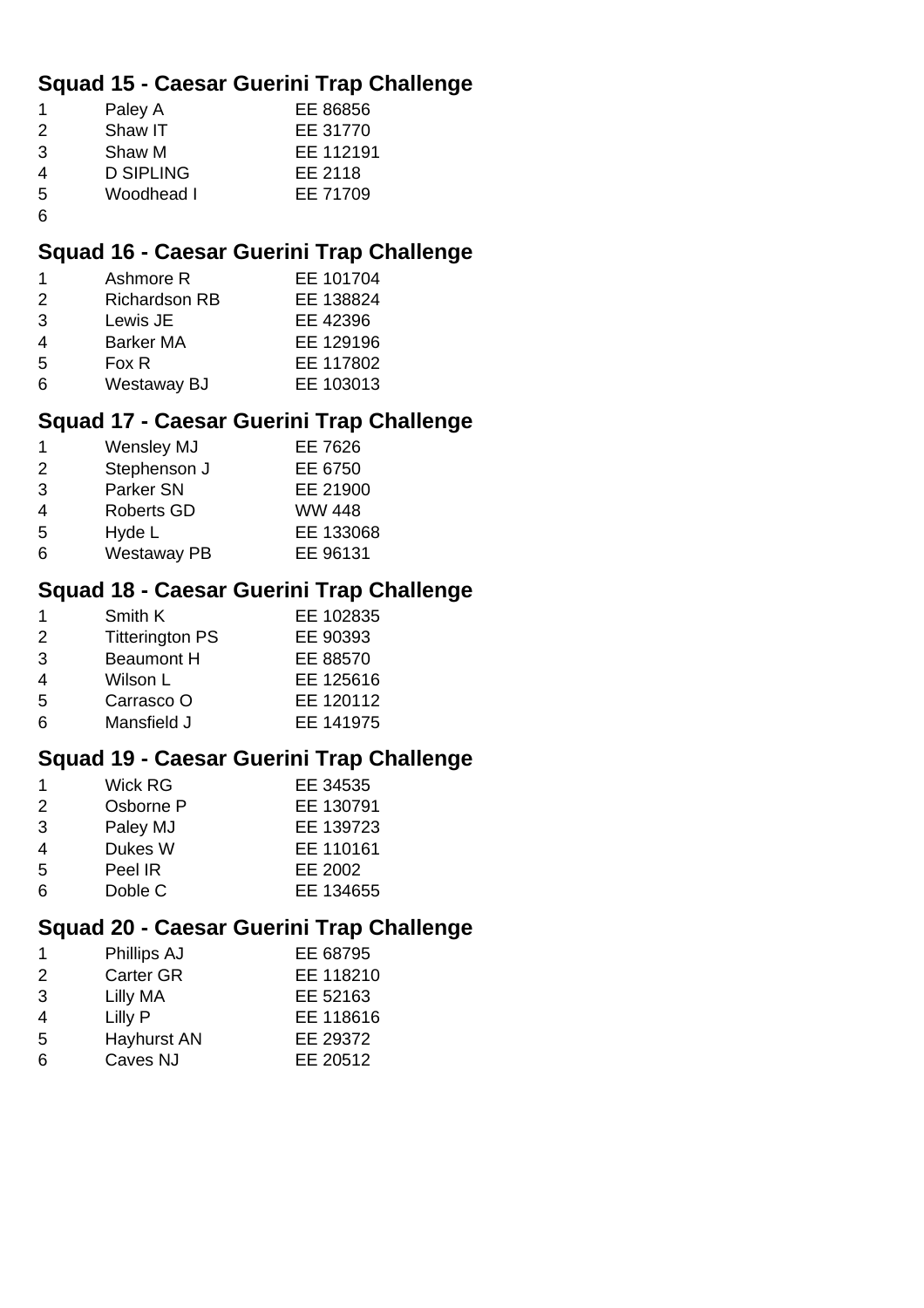## Squad 15 - Caesar Guerini Trap Challenge

| | | |
|---|---|---|
| 1 | Paley A | EE 86856 |
| 2 | Shaw IT | EE 31770 |
| 3 | Shaw M | EE 112191 |
| 4 | D SIPLING | EE 2118 |
| 5 | Woodhead I | EE 71709 |
| 6 | | |

## Squad 16 - Caesar Guerini Trap Challenge

| | | |
|---|---|---|
| 1 | Ashmore R | EE 101704 |
| 2 | Richardson RB | EE 138824 |
| 3 | Lewis JE | EE 42396 |
| 4 | Barker MA | EE 129196 |
| 5 | Fox R | EE 117802 |
| 6 | Westaway BJ | EE 103013 |

## Squad 17 - Caesar Guerini Trap Challenge

| | | |
|---|---|---|
| 1 | Wensley MJ | EE 7626 |
| 2 | Stephenson J | EE 6750 |
| 3 | Parker SN | EE 21900 |
| 4 | Roberts GD | WW 448 |
| 5 | Hyde L | EE 133068 |
| 6 | Westaway PB | EE 96131 |

## Squad 18 - Caesar Guerini Trap Challenge

| | | |
|---|---|---|
| 1 | Smith K | EE 102835 |
| 2 | Titterington PS | EE 90393 |
| 3 | Beaumont H | EE 88570 |
| 4 | Wilson L | EE 125616 |
| 5 | Carrasco O | EE 120112 |
| 6 | Mansfield J | EE 141975 |

## Squad 19 - Caesar Guerini Trap Challenge

| | | |
|---|---|---|
| 1 | Wick RG | EE 34535 |
| 2 | Osborne P | EE 130791 |
| 3 | Paley MJ | EE 139723 |
| 4 | Dukes W | EE 110161 |
| 5 | Peel IR | EE 2002 |
| 6 | Doble C | EE 134655 |

## Squad 20 - Caesar Guerini Trap Challenge

| | | |
|---|---|---|
| 1 | Phillips AJ | EE 68795 |
| 2 | Carter GR | EE 118210 |
| 3 | Lilly MA | EE 52163 |
| 4 | Lilly P | EE 118616 |
| 5 | Hayhurst AN | EE 29372 |
| 6 | Caves NJ | EE 20512 |